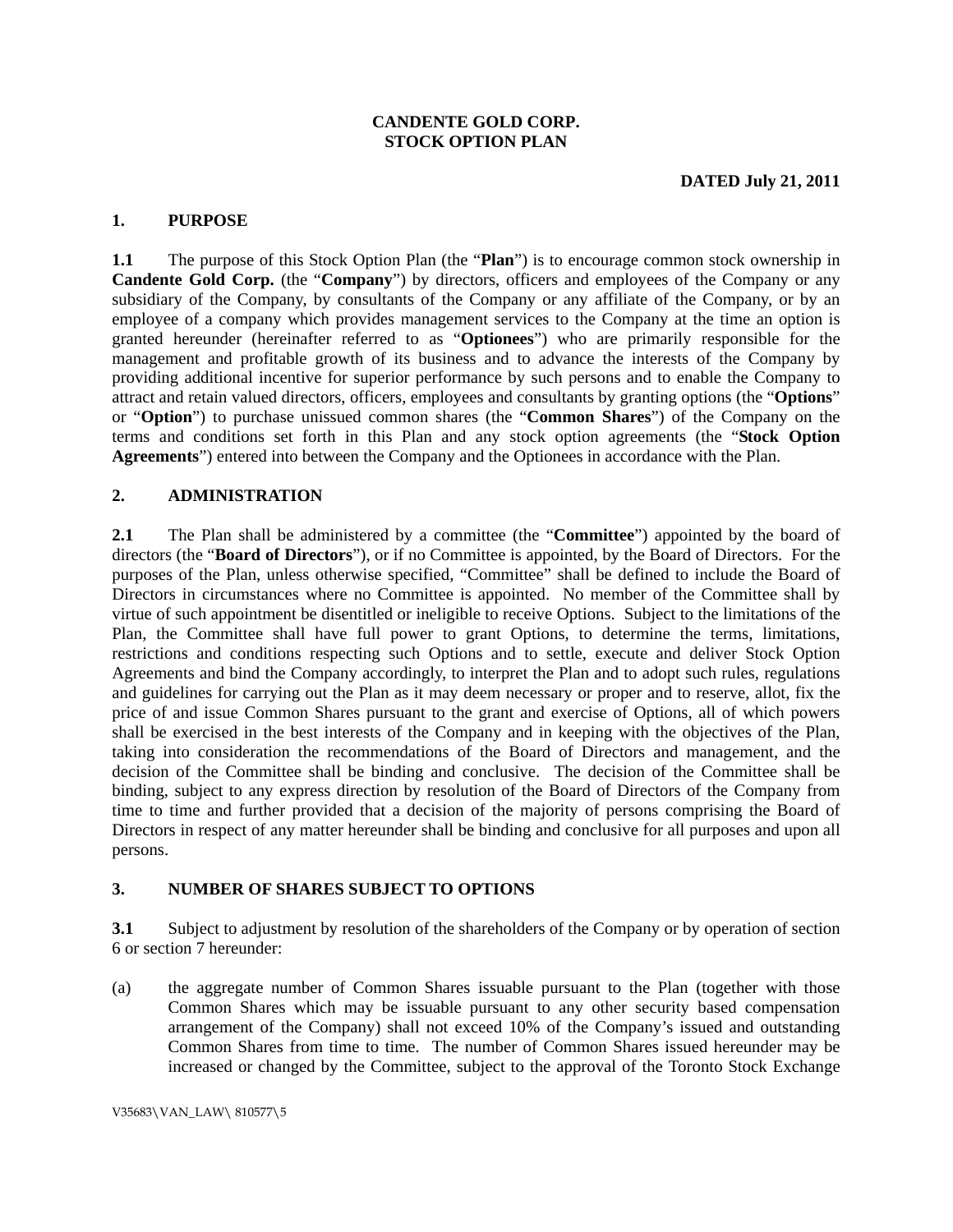# CANDENTE GOLD CORP.
# STOCK OPTION PLAN

**DATED July 21, 2011**

## 1. PURPOSE

**1.1** The purpose of this Stock Option Plan (the "**Plan**") is to encourage common stock ownership in **Candente Gold Corp.** (the "**Company**") by directors, officers and employees of the Company or any subsidiary of the Company, by consultants of the Company or any affiliate of the Company, or by an employee of a company which provides management services to the Company at the time an option is granted hereunder (hereinafter referred to as "**Optionees**") who are primarily responsible for the management and profitable growth of its business and to advance the interests of the Company by providing additional incentive for superior performance by such persons and to enable the Company to attract and retain valued directors, officers, employees and consultants by granting options (the "**Options**" or "**Option**") to purchase unissued common shares (the "**Common Shares**") of the Company on the terms and conditions set forth in this Plan and any stock option agreements (the "**Stock Option Agreements**") entered into between the Company and the Optionees in accordance with the Plan.

## 2. ADMINISTRATION

**2.1** The Plan shall be administered by a committee (the "**Committee**") appointed by the board of directors (the "**Board of Directors**"), or if no Committee is appointed, by the Board of Directors. For the purposes of the Plan, unless otherwise specified, "Committee" shall be defined to include the Board of Directors in circumstances where no Committee is appointed. No member of the Committee shall by virtue of such appointment be disentitled or ineligible to receive Options. Subject to the limitations of the Plan, the Committee shall have full power to grant Options, to determine the terms, limitations, restrictions and conditions respecting such Options and to settle, execute and deliver Stock Option Agreements and bind the Company accordingly, to interpret the Plan and to adopt such rules, regulations and guidelines for carrying out the Plan as it may deem necessary or proper and to reserve, allot, fix the price of and issue Common Shares pursuant to the grant and exercise of Options, all of which powers shall be exercised in the best interests of the Company and in keeping with the objectives of the Plan, taking into consideration the recommendations of the Board of Directors and management, and the decision of the Committee shall be binding and conclusive. The decision of the Committee shall be binding, subject to any express direction by resolution of the Board of Directors of the Company from time to time and further provided that a decision of the majority of persons comprising the Board of Directors in respect of any matter hereunder shall be binding and conclusive for all purposes and upon all persons.

## 3. NUMBER OF SHARES SUBJECT TO OPTIONS

**3.1** Subject to adjustment by resolution of the shareholders of the Company or by operation of section 6 or section 7 hereunder:

(a) the aggregate number of Common Shares issuable pursuant to the Plan (together with those Common Shares which may be issuable pursuant to any other security based compensation arrangement of the Company) shall not exceed 10% of the Company's issued and outstanding Common Shares from time to time. The number of Common Shares issued hereunder may be increased or changed by the Committee, subject to the approval of the Toronto Stock Exchange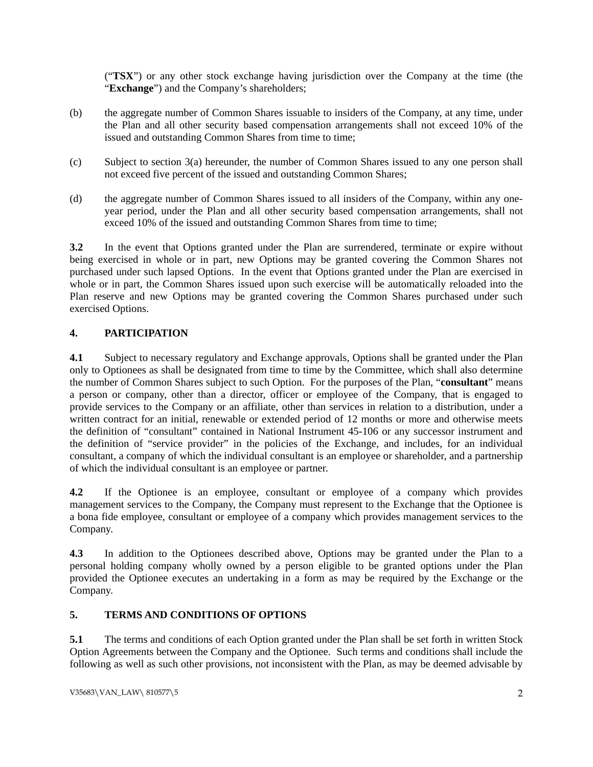(“**TSX**”) or any other stock exchange having jurisdiction over the Company at the time (the “**Exchange**”) and the Company’s shareholders;

(b) the aggregate number of Common Shares issuable to insiders of the Company, at any time, under the Plan and all other security based compensation arrangements shall not exceed 10% of the issued and outstanding Common Shares from time to time;

(c) Subject to section 3(a) hereunder, the number of Common Shares issued to any one person shall not exceed five percent of the issued and outstanding Common Shares;

(d) the aggregate number of Common Shares issued to all insiders of the Company, within any one-year period, under the Plan and all other security based compensation arrangements, shall not exceed 10% of the issued and outstanding Common Shares from time to time;

**3.2** In the event that Options granted under the Plan are surrendered, terminate or expire without being exercised in whole or in part, new Options may be granted covering the Common Shares not purchased under such lapsed Options. In the event that Options granted under the Plan are exercised in whole or in part, the Common Shares issued upon such exercise will be automatically reloaded into the Plan reserve and new Options may be granted covering the Common Shares purchased under such exercised Options.

## 4. PARTICIPATION

**4.1** Subject to necessary regulatory and Exchange approvals, Options shall be granted under the Plan only to Optionees as shall be designated from time to time by the Committee, which shall also determine the number of Common Shares subject to such Option. For the purposes of the Plan, “**consultant**” means a person or company, other than a director, officer or employee of the Company, that is engaged to provide services to the Company or an affiliate, other than services in relation to a distribution, under a written contract for an initial, renewable or extended period of 12 months or more and otherwise meets the definition of “consultant” contained in National Instrument 45-106 or any successor instrument and the definition of “service provider” in the policies of the Exchange, and includes, for an individual consultant, a company of which the individual consultant is an employee or shareholder, and a partnership of which the individual consultant is an employee or partner.

**4.2** If the Optionee is an employee, consultant or employee of a company which provides management services to the Company, the Company must represent to the Exchange that the Optionee is a bona fide employee, consultant or employee of a company which provides management services to the Company.

**4.3** In addition to the Optionees described above, Options may be granted under the Plan to a personal holding company wholly owned by a person eligible to be granted options under the Plan provided the Optionee executes an undertaking in a form as may be required by the Exchange or the Company.

## 5. TERMS AND CONDITIONS OF OPTIONS

**5.1** The terms and conditions of each Option granted under the Plan shall be set forth in written Stock Option Agreements between the Company and the Optionee. Such terms and conditions shall include the following as well as such other provisions, not inconsistent with the Plan, as may be deemed advisable by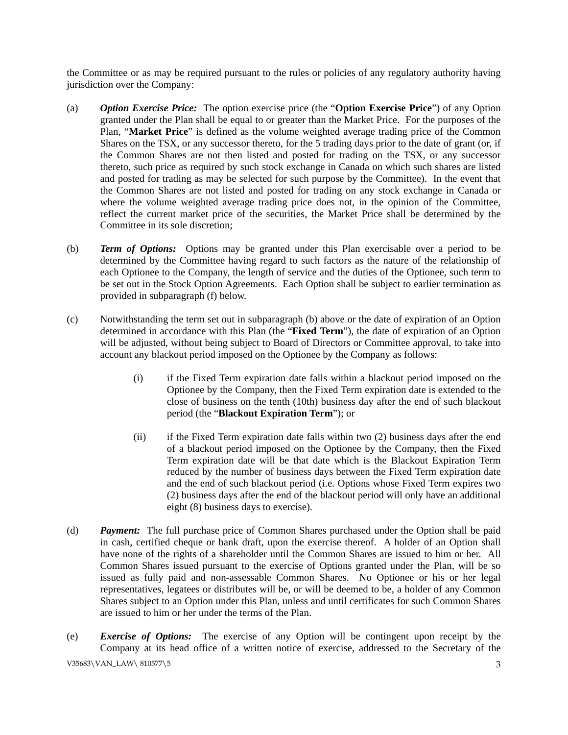the Committee or as may be required pursuant to the rules or policies of any regulatory authority having jurisdiction over the Company:

(a) ***Option Exercise Price:*** The option exercise price (the "**Option Exercise Price**") of any Option granted under the Plan shall be equal to or greater than the Market Price. For the purposes of the Plan, "**Market Price**" is defined as the volume weighted average trading price of the Common Shares on the TSX, or any successor thereto, for the 5 trading days prior to the date of grant (or, if the Common Shares are not then listed and posted for trading on the TSX, or any successor thereto, such price as required by such stock exchange in Canada on which such shares are listed and posted for trading as may be selected for such purpose by the Committee). In the event that the Common Shares are not listed and posted for trading on any stock exchange in Canada or where the volume weighted average trading price does not, in the opinion of the Committee, reflect the current market price of the securities, the Market Price shall be determined by the Committee in its sole discretion;

(b) ***Term of Options:*** Options may be granted under this Plan exercisable over a period to be determined by the Committee having regard to such factors as the nature of the relationship of each Optionee to the Company, the length of service and the duties of the Optionee, such term to be set out in the Stock Option Agreements. Each Option shall be subject to earlier termination as provided in subparagraph (f) below.

(c) Notwithstanding the term set out in subparagraph (b) above or the date of expiration of an Option determined in accordance with this Plan (the "**Fixed Term**"), the date of expiration of an Option will be adjusted, without being subject to Board of Directors or Committee approval, to take into account any blackout period imposed on the Optionee by the Company as follows:

  (i) if the Fixed Term expiration date falls within a blackout period imposed on the Optionee by the Company, then the Fixed Term expiration date is extended to the close of business on the tenth (10th) business day after the end of such blackout period (the "**Blackout Expiration Term**"); or

  (ii) if the Fixed Term expiration date falls within two (2) business days after the end of a blackout period imposed on the Optionee by the Company, then the Fixed Term expiration date will be that date which is the Blackout Expiration Term reduced by the number of business days between the Fixed Term expiration date and the end of such blackout period (i.e. Options whose Fixed Term expires two (2) business days after the end of the blackout period will only have an additional eight (8) business days to exercise).

(d) ***Payment:*** The full purchase price of Common Shares purchased under the Option shall be paid in cash, certified cheque or bank draft, upon the exercise thereof. A holder of an Option shall have none of the rights of a shareholder until the Common Shares are issued to him or her. All Common Shares issued pursuant to the exercise of Options granted under the Plan, will be so issued as fully paid and non-assessable Common Shares. No Optionee or his or her legal representatives, legatees or distributes will be, or will be deemed to be, a holder of any Common Shares subject to an Option under this Plan, unless and until certificates for such Common Shares are issued to him or her under the terms of the Plan.

(e) ***Exercise of Options:*** The exercise of any Option will be contingent upon receipt by the Company at its head office of a written notice of exercise, addressed to the Secretary of the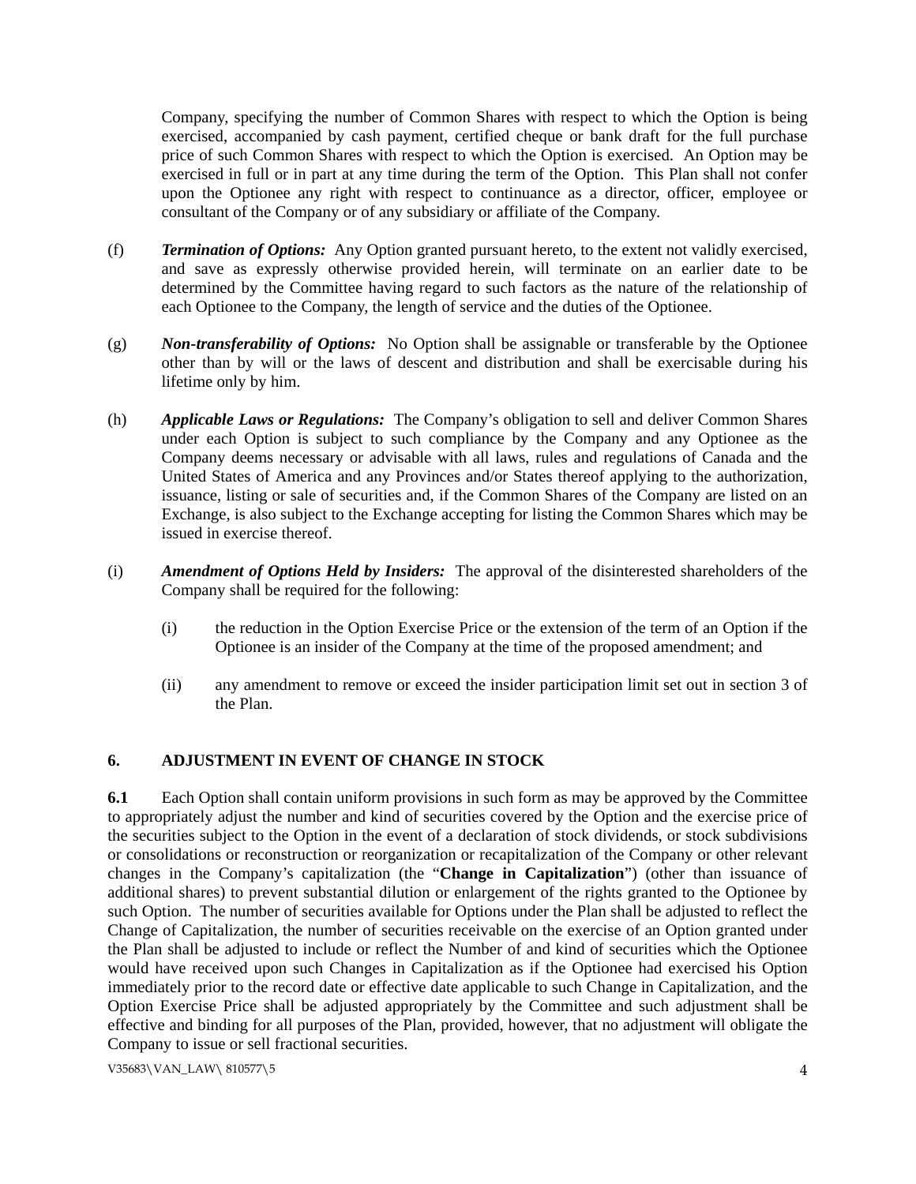Company, specifying the number of Common Shares with respect to which the Option is being exercised, accompanied by cash payment, certified cheque or bank draft for the full purchase price of such Common Shares with respect to which the Option is exercised. An Option may be exercised in full or in part at any time during the term of the Option. This Plan shall not confer upon the Optionee any right with respect to continuance as a director, officer, employee or consultant of the Company or of any subsidiary or affiliate of the Company.

(f) ***Termination of Options:*** Any Option granted pursuant hereto, to the extent not validly exercised, and save as expressly otherwise provided herein, will terminate on an earlier date to be determined by the Committee having regard to such factors as the nature of the relationship of each Optionee to the Company, the length of service and the duties of the Optionee.

(g) ***Non-transferability of Options:*** No Option shall be assignable or transferable by the Optionee other than by will or the laws of descent and distribution and shall be exercisable during his lifetime only by him.

(h) ***Applicable Laws or Regulations:*** The Company's obligation to sell and deliver Common Shares under each Option is subject to such compliance by the Company and any Optionee as the Company deems necessary or advisable with all laws, rules and regulations of Canada and the United States of America and any Provinces and/or States thereof applying to the authorization, issuance, listing or sale of securities and, if the Common Shares of the Company are listed on an Exchange, is also subject to the Exchange accepting for listing the Common Shares which may be issued in exercise thereof.

(i) ***Amendment of Options Held by Insiders:*** The approval of the disinterested shareholders of the Company shall be required for the following:

(i) the reduction in the Option Exercise Price or the extension of the term of an Option if the Optionee is an insider of the Company at the time of the proposed amendment; and

(ii) any amendment to remove or exceed the insider participation limit set out in section 3 of the Plan.

## 6. ADJUSTMENT IN EVENT OF CHANGE IN STOCK

**6.1** Each Option shall contain uniform provisions in such form as may be approved by the Committee to appropriately adjust the number and kind of securities covered by the Option and the exercise price of the securities subject to the Option in the event of a declaration of stock dividends, or stock subdivisions or consolidations or reconstruction or reorganization or recapitalization of the Company or other relevant changes in the Company's capitalization (the "**Change in Capitalization**") (other than issuance of additional shares) to prevent substantial dilution or enlargement of the rights granted to the Optionee by such Option. The number of securities available for Options under the Plan shall be adjusted to reflect the Change of Capitalization, the number of securities receivable on the exercise of an Option granted under the Plan shall be adjusted to include or reflect the Number of and kind of securities which the Optionee would have received upon such Changes in Capitalization as if the Optionee had exercised his Option immediately prior to the record date or effective date applicable to such Change in Capitalization, and the Option Exercise Price shall be adjusted appropriately by the Committee and such adjustment shall be effective and binding for all purposes of the Plan, provided, however, that no adjustment will obligate the Company to issue or sell fractional securities.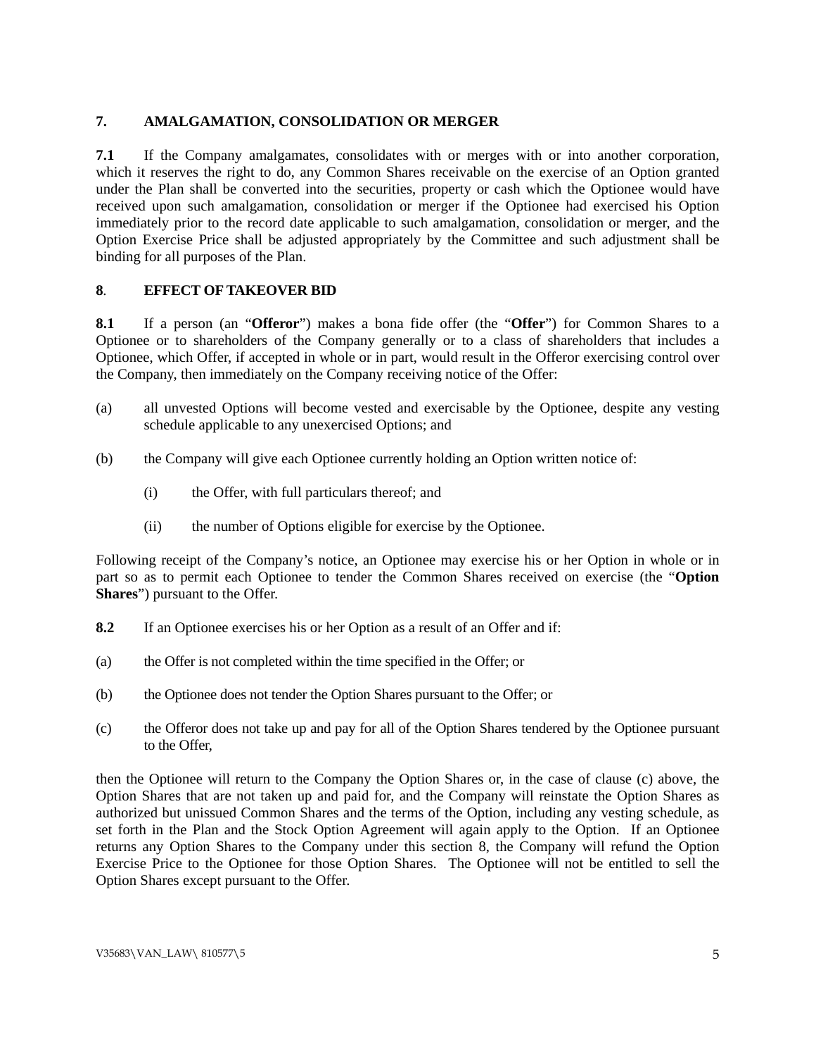## 7. AMALGAMATION, CONSOLIDATION OR MERGER

**7.1** If the Company amalgamates, consolidates with or merges with or into another corporation, which it reserves the right to do, any Common Shares receivable on the exercise of an Option granted under the Plan shall be converted into the securities, property or cash which the Optionee would have received upon such amalgamation, consolidation or merger if the Optionee had exercised his Option immediately prior to the record date applicable to such amalgamation, consolidation or merger, and the Option Exercise Price shall be adjusted appropriately by the Committee and such adjustment shall be binding for all purposes of the Plan.

## 8. EFFECT OF TAKEOVER BID

**8.1** If a person (an "**Offeror**") makes a bona fide offer (the "**Offer**") for Common Shares to a Optionee or to shareholders of the Company generally or to a class of shareholders that includes a Optionee, which Offer, if accepted in whole or in part, would result in the Offeror exercising control over the Company, then immediately on the Company receiving notice of the Offer:

(a) all unvested Options will become vested and exercisable by the Optionee, despite any vesting schedule applicable to any unexercised Options; and

(b) the Company will give each Optionee currently holding an Option written notice of:

  (i) the Offer, with full particulars thereof; and

  (ii) the number of Options eligible for exercise by the Optionee.

Following receipt of the Company's notice, an Optionee may exercise his or her Option in whole or in part so as to permit each Optionee to tender the Common Shares received on exercise (the "**Option Shares**") pursuant to the Offer.

**8.2** If an Optionee exercises his or her Option as a result of an Offer and if:

(a) the Offer is not completed within the time specified in the Offer; or

(b) the Optionee does not tender the Option Shares pursuant to the Offer; or

(c) the Offeror does not take up and pay for all of the Option Shares tendered by the Optionee pursuant to the Offer,

then the Optionee will return to the Company the Option Shares or, in the case of clause (c) above, the Option Shares that are not taken up and paid for, and the Company will reinstate the Option Shares as authorized but unissued Common Shares and the terms of the Option, including any vesting schedule, as set forth in the Plan and the Stock Option Agreement will again apply to the Option. If an Optionee returns any Option Shares to the Company under this section 8, the Company will refund the Option Exercise Price to the Optionee for those Option Shares. The Optionee will not be entitled to sell the Option Shares except pursuant to the Offer.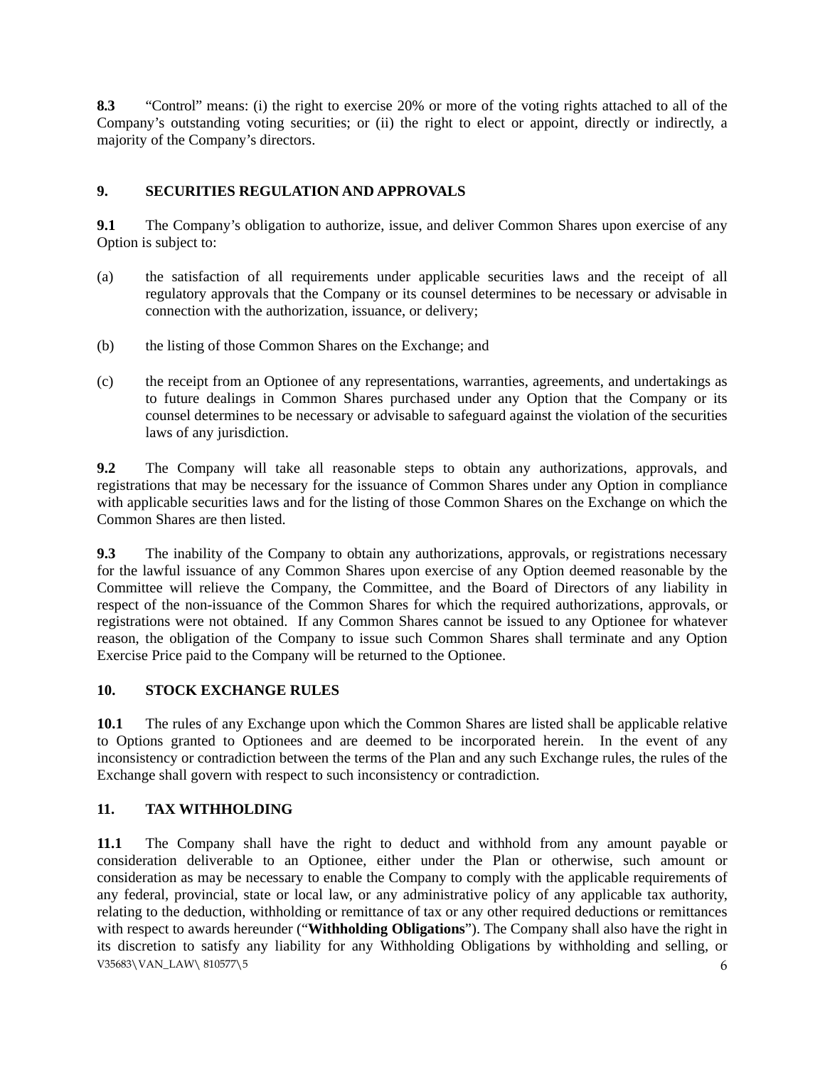**8.3** "Control" means: (i) the right to exercise 20% or more of the voting rights attached to all of the Company's outstanding voting securities; or (ii) the right to elect or appoint, directly or indirectly, a majority of the Company's directors.

## 9. SECURITIES REGULATION AND APPROVALS

**9.1** The Company's obligation to authorize, issue, and deliver Common Shares upon exercise of any Option is subject to:

(a) the satisfaction of all requirements under applicable securities laws and the receipt of all regulatory approvals that the Company or its counsel determines to be necessary or advisable in connection with the authorization, issuance, or delivery;

(b) the listing of those Common Shares on the Exchange; and

(c) the receipt from an Optionee of any representations, warranties, agreements, and undertakings as to future dealings in Common Shares purchased under any Option that the Company or its counsel determines to be necessary or advisable to safeguard against the violation of the securities laws of any jurisdiction.

**9.2** The Company will take all reasonable steps to obtain any authorizations, approvals, and registrations that may be necessary for the issuance of Common Shares under any Option in compliance with applicable securities laws and for the listing of those Common Shares on the Exchange on which the Common Shares are then listed.

**9.3** The inability of the Company to obtain any authorizations, approvals, or registrations necessary for the lawful issuance of any Common Shares upon exercise of any Option deemed reasonable by the Committee will relieve the Company, the Committee, and the Board of Directors of any liability in respect of the non-issuance of the Common Shares for which the required authorizations, approvals, or registrations were not obtained. If any Common Shares cannot be issued to any Optionee for whatever reason, the obligation of the Company to issue such Common Shares shall terminate and any Option Exercise Price paid to the Company will be returned to the Optionee.

## 10. STOCK EXCHANGE RULES

**10.1** The rules of any Exchange upon which the Common Shares are listed shall be applicable relative to Options granted to Optionees and are deemed to be incorporated herein. In the event of any inconsistency or contradiction between the terms of the Plan and any such Exchange rules, the rules of the Exchange shall govern with respect to such inconsistency or contradiction.

## 11. TAX WITHHOLDING

**11.1** The Company shall have the right to deduct and withhold from any amount payable or consideration deliverable to an Optionee, either under the Plan or otherwise, such amount or consideration as may be necessary to enable the Company to comply with the applicable requirements of any federal, provincial, state or local law, or any administrative policy of any applicable tax authority, relating to the deduction, withholding or remittance of tax or any other required deductions or remittances with respect to awards hereunder ("**Withholding Obligations**"). The Company shall also have the right in its discretion to satisfy any liability for any Withholding Obligations by withholding and selling, or

V35683\VAN_LAW\ 810577\5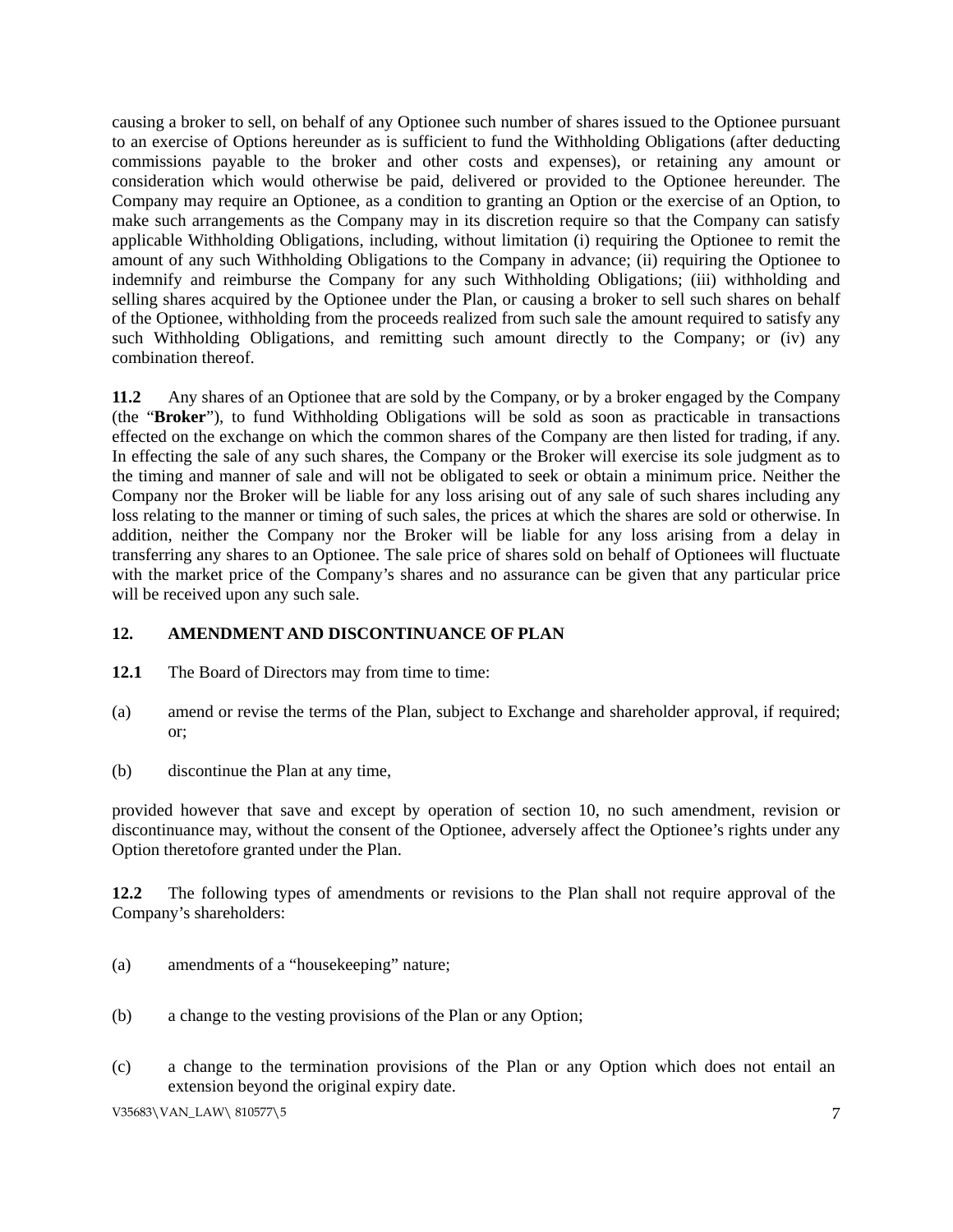causing a broker to sell, on behalf of any Optionee such number of shares issued to the Optionee pursuant to an exercise of Options hereunder as is sufficient to fund the Withholding Obligations (after deducting commissions payable to the broker and other costs and expenses), or retaining any amount or consideration which would otherwise be paid, delivered or provided to the Optionee hereunder. The Company may require an Optionee, as a condition to granting an Option or the exercise of an Option, to make such arrangements as the Company may in its discretion require so that the Company can satisfy applicable Withholding Obligations, including, without limitation (i) requiring the Optionee to remit the amount of any such Withholding Obligations to the Company in advance; (ii) requiring the Optionee to indemnify and reimburse the Company for any such Withholding Obligations; (iii) withholding and selling shares acquired by the Optionee under the Plan, or causing a broker to sell such shares on behalf of the Optionee, withholding from the proceeds realized from such sale the amount required to satisfy any such Withholding Obligations, and remitting such amount directly to the Company; or (iv) any combination thereof.

**11.2** Any shares of an Optionee that are sold by the Company, or by a broker engaged by the Company (the "**Broker**"), to fund Withholding Obligations will be sold as soon as practicable in transactions effected on the exchange on which the common shares of the Company are then listed for trading, if any. In effecting the sale of any such shares, the Company or the Broker will exercise its sole judgment as to the timing and manner of sale and will not be obligated to seek or obtain a minimum price. Neither the Company nor the Broker will be liable for any loss arising out of any sale of such shares including any loss relating to the manner or timing of such sales, the prices at which the shares are sold or otherwise. In addition, neither the Company nor the Broker will be liable for any loss arising from a delay in transferring any shares to an Optionee. The sale price of shares sold on behalf of Optionees will fluctuate with the market price of the Company's shares and no assurance can be given that any particular price will be received upon any such sale.

## 12. AMENDMENT AND DISCONTINUANCE OF PLAN

**12.1** The Board of Directors may from time to time:

(a) amend or revise the terms of the Plan, subject to Exchange and shareholder approval, if required; or;

(b) discontinue the Plan at any time,

provided however that save and except by operation of section 10, no such amendment, revision or discontinuance may, without the consent of the Optionee, adversely affect the Optionee's rights under any Option theretofore granted under the Plan.

**12.2** The following types of amendments or revisions to the Plan shall not require approval of the Company's shareholders:

(a) amendments of a "housekeeping" nature;

(b) a change to the vesting provisions of the Plan or any Option;

(c) a change to the termination provisions of the Plan or any Option which does not entail an extension beyond the original expiry date.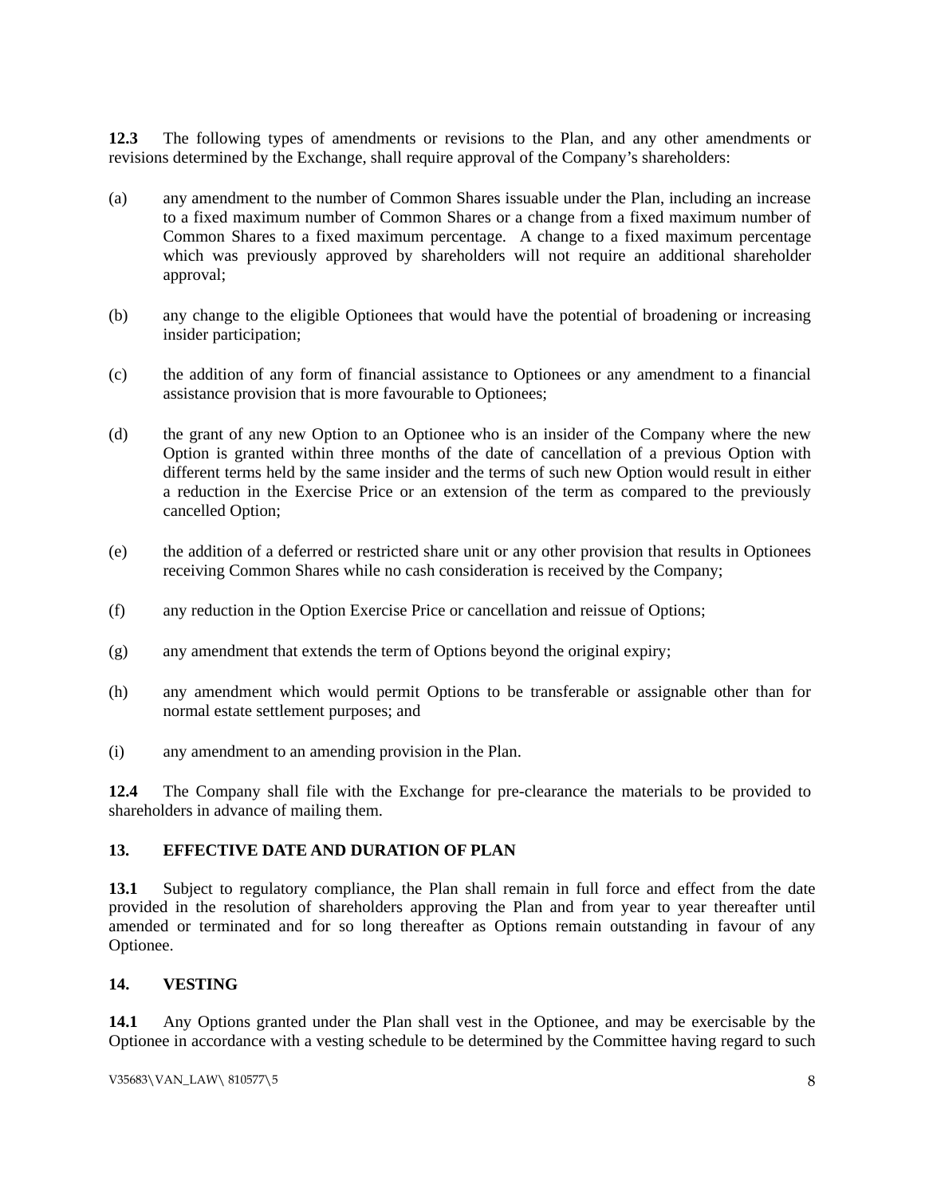**12.3** The following types of amendments or revisions to the Plan, and any other amendments or revisions determined by the Exchange, shall require approval of the Company's shareholders:

(a) any amendment to the number of Common Shares issuable under the Plan, including an increase to a fixed maximum number of Common Shares or a change from a fixed maximum number of Common Shares to a fixed maximum percentage. A change to a fixed maximum percentage which was previously approved by shareholders will not require an additional shareholder approval;

(b) any change to the eligible Optionees that would have the potential of broadening or increasing insider participation;

(c) the addition of any form of financial assistance to Optionees or any amendment to a financial assistance provision that is more favourable to Optionees;

(d) the grant of any new Option to an Optionee who is an insider of the Company where the new Option is granted within three months of the date of cancellation of a previous Option with different terms held by the same insider and the terms of such new Option would result in either a reduction in the Exercise Price or an extension of the term as compared to the previously cancelled Option;

(e) the addition of a deferred or restricted share unit or any other provision that results in Optionees receiving Common Shares while no cash consideration is received by the Company;

(f) any reduction in the Option Exercise Price or cancellation and reissue of Options;

(g) any amendment that extends the term of Options beyond the original expiry;

(h) any amendment which would permit Options to be transferable or assignable other than for normal estate settlement purposes; and

(i) any amendment to an amending provision in the Plan.

**12.4** The Company shall file with the Exchange for pre-clearance the materials to be provided to shareholders in advance of mailing them.

## 13. EFFECTIVE DATE AND DURATION OF PLAN

**13.1** Subject to regulatory compliance, the Plan shall remain in full force and effect from the date provided in the resolution of shareholders approving the Plan and from year to year thereafter until amended or terminated and for so long thereafter as Options remain outstanding in favour of any Optionee.

## 14. VESTING

**14.1** Any Options granted under the Plan shall vest in the Optionee, and may be exercisable by the Optionee in accordance with a vesting schedule to be determined by the Committee having regard to such

V35683\VAN_LAW\ 810577\5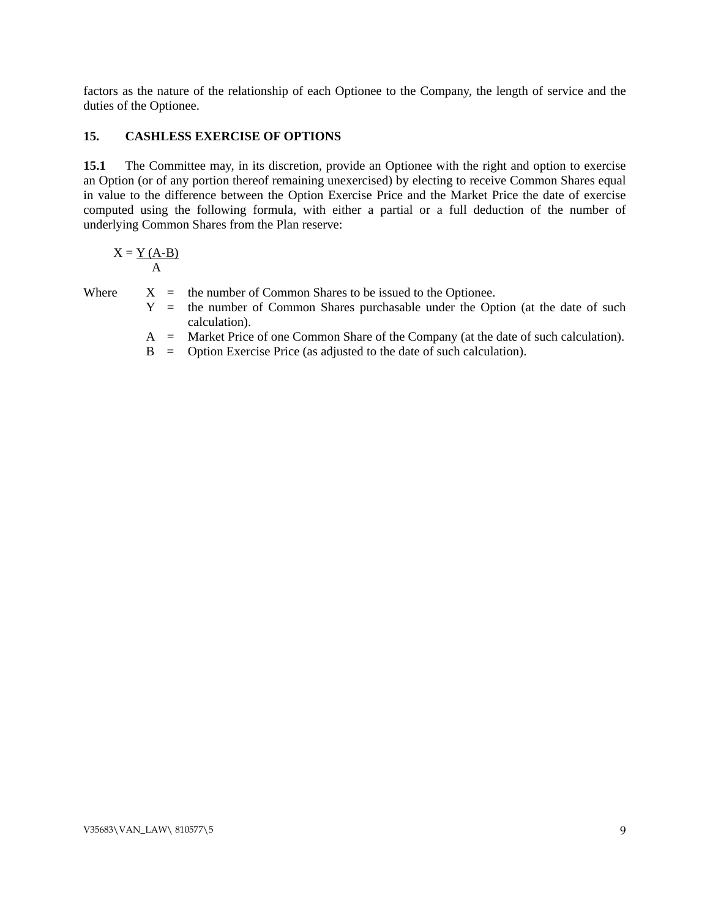factors as the nature of the relationship of each Optionee to the Company, the length of service and the duties of the Optionee.

## 15. CASHLESS EXERCISE OF OPTIONS

**15.1** The Committee may, in its discretion, provide an Optionee with the right and option to exercise an Option (or of any portion thereof remaining unexercised) by electing to receive Common Shares equal in value to the difference between the Option Exercise Price and the Market Price the date of exercise computed using the following formula, with either a partial or a full deduction of the number of underlying Common Shares from the Plan reserve:

$$X = \frac{Y(A-B)}{A}$$

Where

- X = the number of Common Shares to be issued to the Optionee.
- Y = the number of Common Shares purchasable under the Option (at the date of such calculation).
- A = Market Price of one Common Share of the Company (at the date of such calculation).
- B = Option Exercise Price (as adjusted to the date of such calculation).

V35683\VAN_LAW\ 810577\5